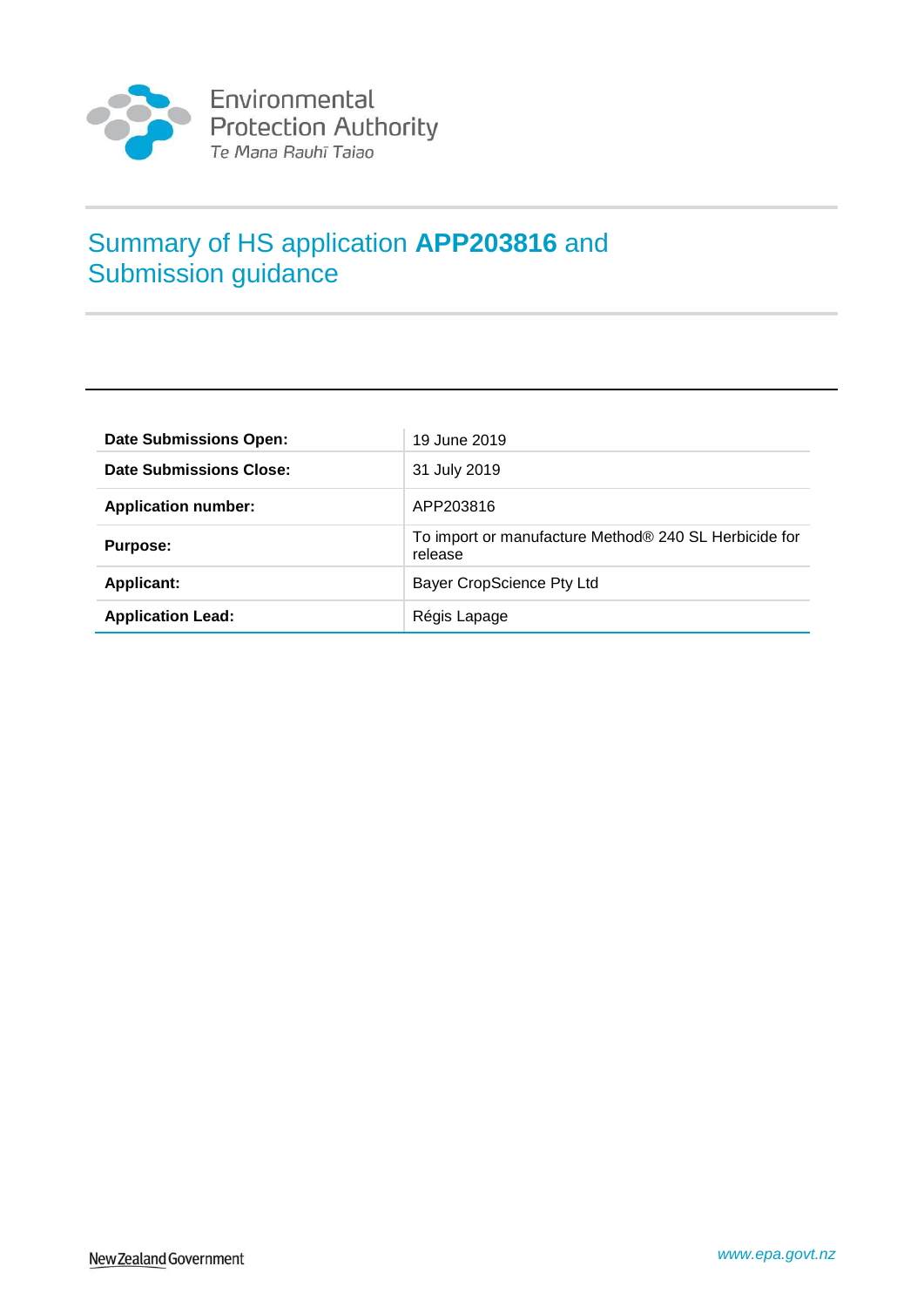Environmental Protection Authority
*Te Mana Rauhī Taiao*

# Summary of HS application **APP203816** and Submission guidance

| | |
|---|---|
| **Date Submissions Open:** | 19 June 2019 |
| **Date Submissions Close:** | 31 July 2019 |
| **Application number:** | APP203816 |
| **Purpose:** | To import or manufacture Method® 240 SL Herbicide for release |
| **Applicant:** | Bayer CropScience Pty Ltd |
| **Application Lead:** | Régis Lapage |

New Zealand Government

*www.epa.govt.nz*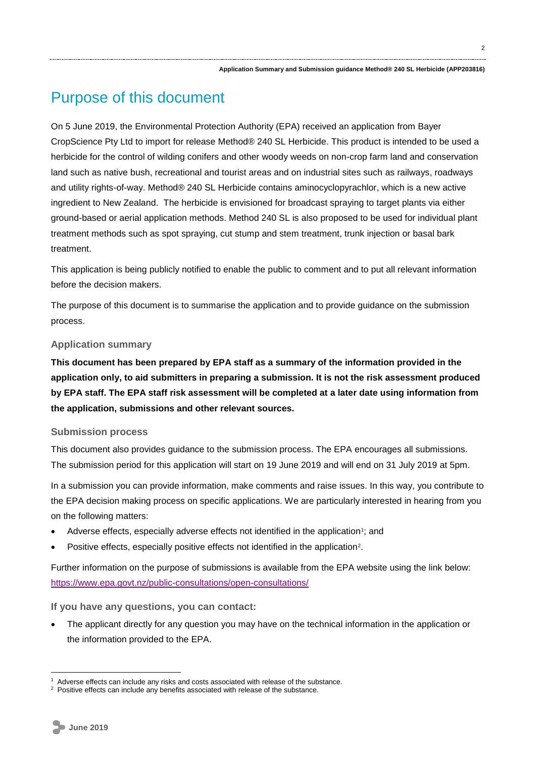# Purpose of this document

On 5 June 2019, the Environmental Protection Authority (EPA) received an application from Bayer CropScience Pty Ltd to import for release Method® 240 SL Herbicide. This product is intended to be used a herbicide for the control of wilding conifers and other woody weeds on non-crop farm land and conservation land such as native bush, recreational and tourist areas and on industrial sites such as railways, roadways and utility rights-of-way. Method® 240 SL Herbicide contains aminocyclopyrachlor, which is a new active ingredient to New Zealand. The herbicide is envisioned for broadcast spraying to target plants via either ground-based or aerial application methods. Method 240 SL is also proposed to be used for individual plant treatment methods such as spot spraying, cut stump and stem treatment, trunk injection or basal bark treatment.

This application is being publicly notified to enable the public to comment and to put all relevant information before the decision makers.

The purpose of this document is to summarise the application and to provide guidance on the submission process.

### Application summary

**This document has been prepared by EPA staff as a summary of the information provided in the application only, to aid submitters in preparing a submission. It is not the risk assessment produced by EPA staff. The EPA staff risk assessment will be completed at a later date using information from the application, submissions and other relevant sources.**

### Submission process

This document also provides guidance to the submission process. The EPA encourages all submissions. The submission period for this application will start on 19 June 2019 and will end on 31 July 2019 at 5pm.

In a submission you can provide information, make comments and raise issues. In this way, you contribute to the EPA decision making process on specific applications. We are particularly interested in hearing from you on the following matters:

- Adverse effects, especially adverse effects not identified in the application[1]; and
- Positive effects, especially positive effects not identified in the application[2].

Further information on the purpose of submissions is available from the EPA website using the link below: https://www.epa.govt.nz/public-consultations/open-consultations/

**If you have any questions, you can contact:**

- The applicant directly for any question you may have on the technical information in the application or the information provided to the EPA.

---

[1] Adverse effects can include any risks and costs associated with release of the substance.

[2] Positive effects can include any benefits associated with release of the substance.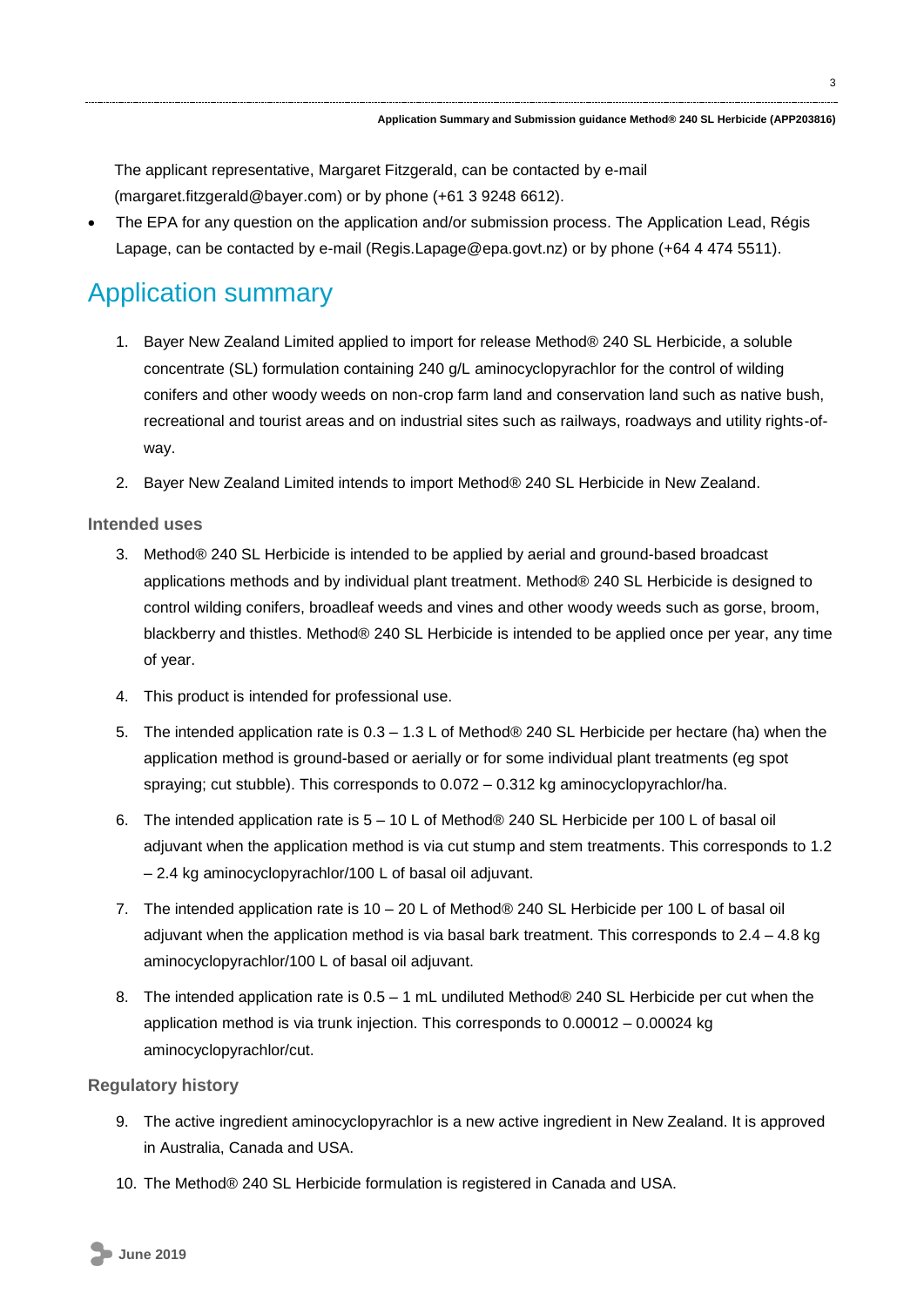The applicant representative, Margaret Fitzgerald, can be contacted by e-mail (margaret.fitzgerald@bayer.com) or by phone (+61 3 9248 6612).

- The EPA for any question on the application and/or submission process. The Application Lead, Régis Lapage, can be contacted by e-mail (Regis.Lapage@epa.govt.nz) or by phone (+64 4 474 5511).

# Application summary

1. Bayer New Zealand Limited applied to import for release Method® 240 SL Herbicide, a soluble concentrate (SL) formulation containing 240 g/L aminocyclopyrachlor for the control of wilding conifers and other woody weeds on non-crop farm land and conservation land such as native bush, recreational and tourist areas and on industrial sites such as railways, roadways and utility rights-of-way.
2. Bayer New Zealand Limited intends to import Method® 240 SL Herbicide in New Zealand.

### Intended uses

3. Method® 240 SL Herbicide is intended to be applied by aerial and ground-based broadcast applications methods and by individual plant treatment. Method® 240 SL Herbicide is designed to control wilding conifers, broadleaf weeds and vines and other woody weeds such as gorse, broom, blackberry and thistles. Method® 240 SL Herbicide is intended to be applied once per year, any time of year.
4. This product is intended for professional use.
5. The intended application rate is 0.3 – 1.3 L of Method® 240 SL Herbicide per hectare (ha) when the application method is ground-based or aerially or for some individual plant treatments (eg spot spraying; cut stubble). This corresponds to 0.072 – 0.312 kg aminocyclopyrachlor/ha.
6. The intended application rate is 5 – 10 L of Method® 240 SL Herbicide per 100 L of basal oil adjuvant when the application method is via cut stump and stem treatments. This corresponds to 1.2 – 2.4 kg aminocyclopyrachlor/100 L of basal oil adjuvant.
7. The intended application rate is 10 – 20 L of Method® 240 SL Herbicide per 100 L of basal oil adjuvant when the application method is via basal bark treatment. This corresponds to 2.4 – 4.8 kg aminocyclopyrachlor/100 L of basal oil adjuvant.
8. The intended application rate is 0.5 – 1 mL undiluted Method® 240 SL Herbicide per cut when the application method is via trunk injection. This corresponds to 0.00012 – 0.00024 kg aminocyclopyrachlor/cut.

### Regulatory history

9. The active ingredient aminocyclopyrachlor is a new active ingredient in New Zealand. It is approved in Australia, Canada and USA.
10. The Method® 240 SL Herbicide formulation is registered in Canada and USA.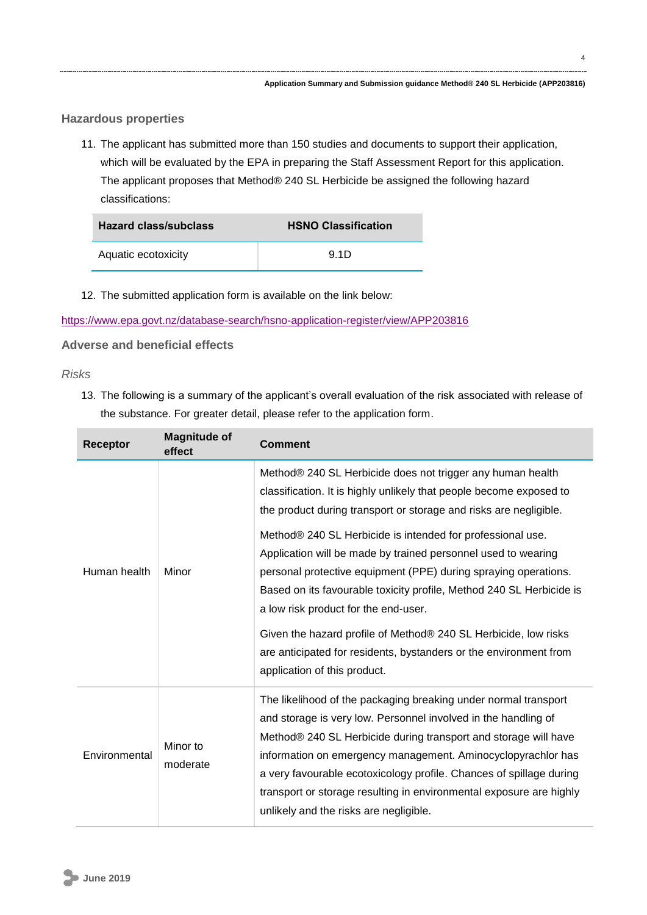### Hazardous properties

11. The applicant has submitted more than 150 studies and documents to support their application, which will be evaluated by the EPA in preparing the Staff Assessment Report for this application. The applicant proposes that Method® 240 SL Herbicide be assigned the following hazard classifications:

| Hazard class/subclass | HSNO Classification |
| --- | --- |
| Aquatic ecotoxicity | 9.1D |

12. The submitted application form is available on the link below:

https://www.epa.govt.nz/database-search/hsno-application-register/view/APP203816

### Adverse and beneficial effects

*Risks*

13. The following is a summary of the applicant's overall evaluation of the risk associated with release of the substance. For greater detail, please refer to the application form.

| Receptor | Magnitude of effect | Comment |
| --- | --- | --- |
| Human health | Minor | Method® 240 SL Herbicide does not trigger any human health classification. It is highly unlikely that people become exposed to the product during transport or storage and risks are negligible.<br><br>Method® 240 SL Herbicide is intended for professional use. Application will be made by trained personnel used to wearing personal protective equipment (PPE) during spraying operations. Based on its favourable toxicity profile, Method 240 SL Herbicide is a low risk product for the end-user.<br><br>Given the hazard profile of Method® 240 SL Herbicide, low risks are anticipated for residents, bystanders or the environment from application of this product. |
| Environmental | Minor to moderate | The likelihood of the packaging breaking under normal transport and storage is very low. Personnel involved in the handling of Method® 240 SL Herbicide during transport and storage will have information on emergency management. Aminocyclopyrachlor has a very favourable ecotoxicology profile. Chances of spillage during transport or storage resulting in environmental exposure are highly unlikely and the risks are negligible. |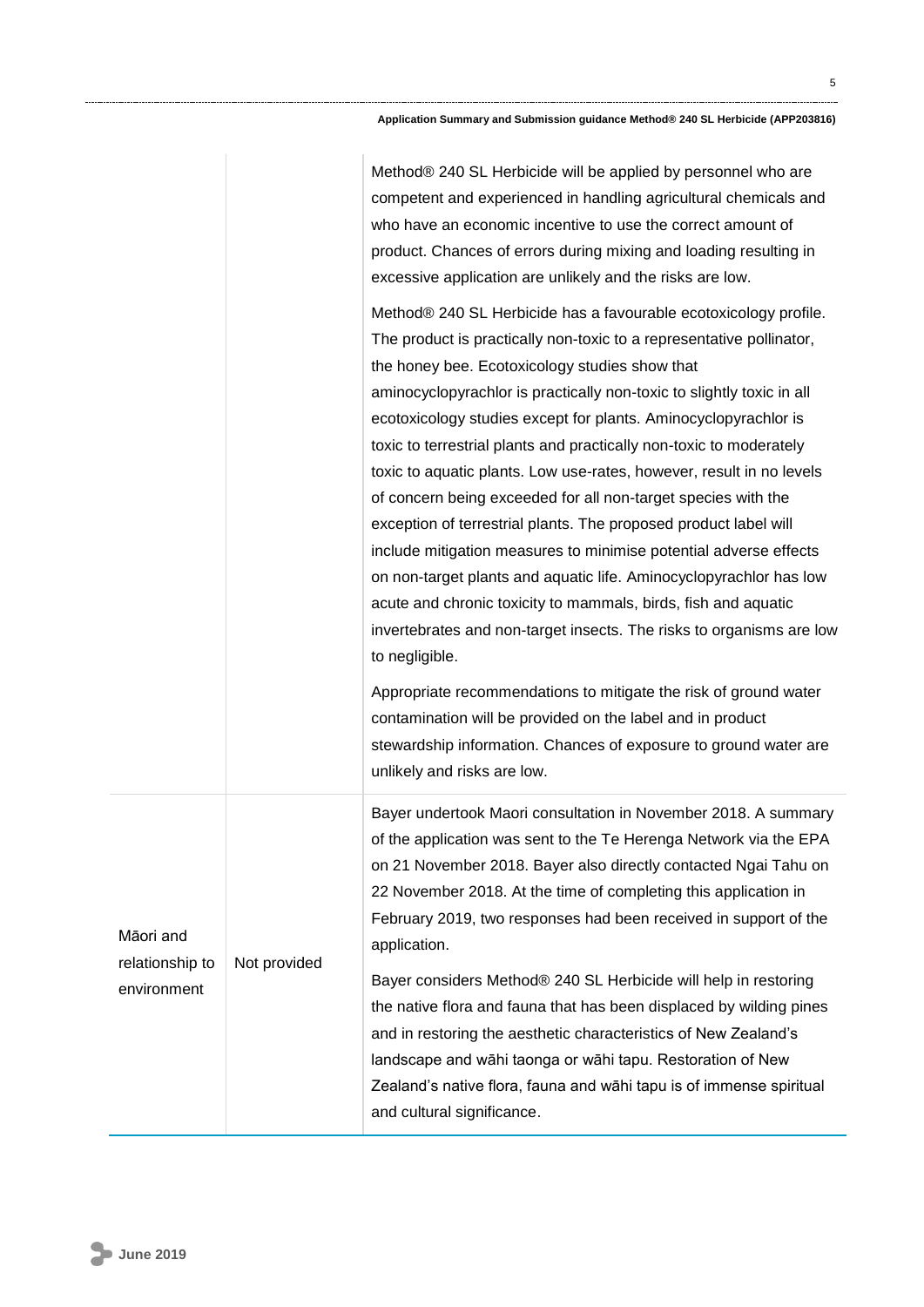| | | |
|---|---|---|
| | | Method® 240 SL Herbicide will be applied by personnel who are competent and experienced in handling agricultural chemicals and who have an economic incentive to use the correct amount of product. Chances of errors during mixing and loading resulting in excessive application are unlikely and the risks are low.<br><br>Method® 240 SL Herbicide has a favourable ecotoxicology profile. The product is practically non-toxic to a representative pollinator, the honey bee. Ecotoxicology studies show that aminocyclopyrachlor is practically non-toxic to slightly toxic in all ecotoxicology studies except for plants. Aminocyclopyrachlor is toxic to terrestrial plants and practically non-toxic to moderately toxic to aquatic plants. Low use-rates, however, result in no levels of concern being exceeded for all non-target species with the exception of terrestrial plants. The proposed product label will include mitigation measures to minimise potential adverse effects on non-target plants and aquatic life. Aminocyclopyrachlor has low acute and chronic toxicity to mammals, birds, fish and aquatic invertebrates and non-target insects. The risks to organisms are low to negligible.<br><br>Appropriate recommendations to mitigate the risk of ground water contamination will be provided on the label and in product stewardship information. Chances of exposure to ground water are unlikely and risks are low. |
| Māori and relationship to environment | Not provided | Bayer undertook Maori consultation in November 2018. A summary of the application was sent to the Te Herenga Network via the EPA on 21 November 2018. Bayer also directly contacted Ngai Tahu on 22 November 2018. At the time of completing this application in February 2019, two responses had been received in support of the application.<br><br>Bayer considers Method® 240 SL Herbicide will help in restoring the native flora and fauna that has been displaced by wilding pines and in restoring the aesthetic characteristics of New Zealand's landscape and wāhi taonga or wāhi tapu. Restoration of New Zealand's native flora, fauna and wāhi tapu is of immense spiritual and cultural significance. |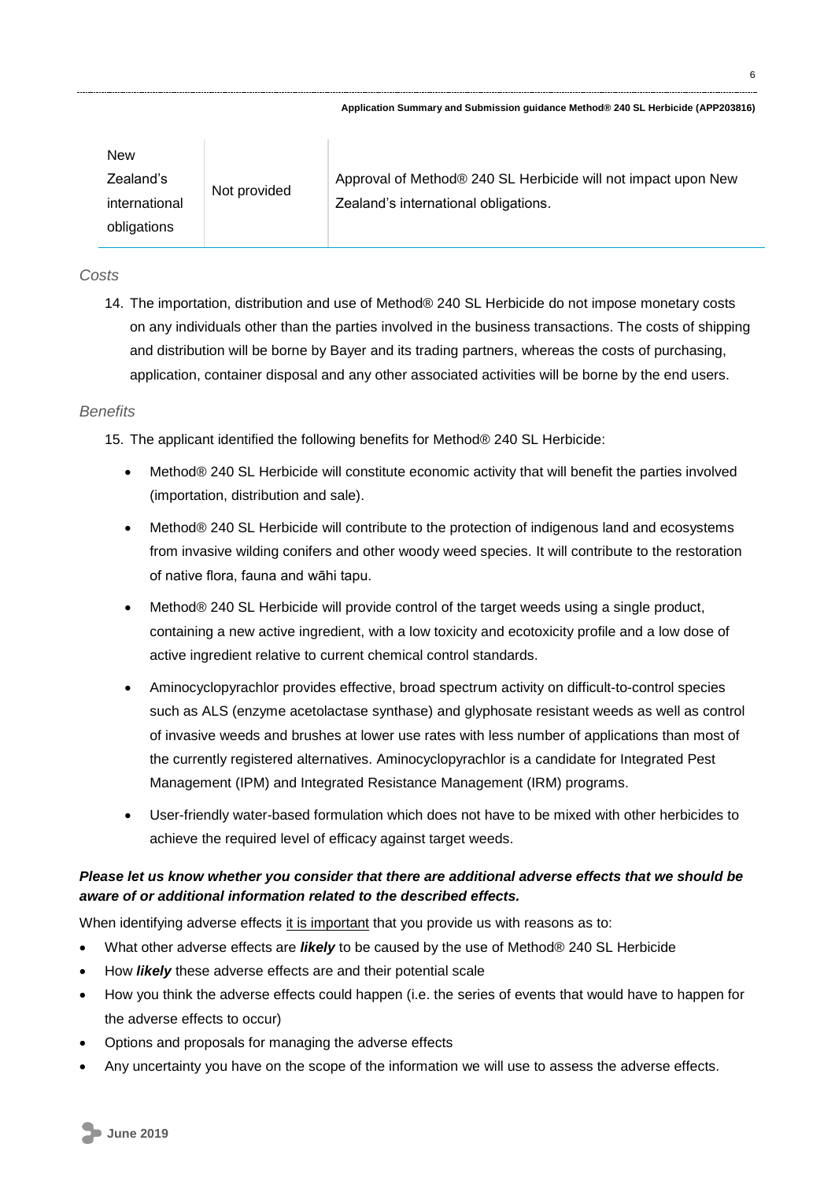| New Zealand's international obligations | Not provided | Approval of Method® 240 SL Herbicide will not impact upon New Zealand's international obligations. |
|---|---|---|

*Costs*

14. The importation, distribution and use of Method® 240 SL Herbicide do not impose monetary costs on any individuals other than the parties involved in the business transactions. The costs of shipping and distribution will be borne by Bayer and its trading partners, whereas the costs of purchasing, application, container disposal and any other associated activities will be borne by the end users.

*Benefits*

15. The applicant identified the following benefits for Method® 240 SL Herbicide:
    - Method® 240 SL Herbicide will constitute economic activity that will benefit the parties involved (importation, distribution and sale).
    - Method® 240 SL Herbicide will contribute to the protection of indigenous land and ecosystems from invasive wilding conifers and other woody weed species. It will contribute to the restoration of native flora, fauna and wāhi tapu.
    - Method® 240 SL Herbicide will provide control of the target weeds using a single product, containing a new active ingredient, with a low toxicity and ecotoxicity profile and a low dose of active ingredient relative to current chemical control standards.
    - Aminocyclopyrachlor provides effective, broad spectrum activity on difficult-to-control species such as ALS (enzyme acetolactase synthase) and glyphosate resistant weeds as well as control of invasive weeds and brushes at lower use rates with less number of applications than most of the currently registered alternatives. Aminocyclopyrachlor is a candidate for Integrated Pest Management (IPM) and Integrated Resistance Management (IRM) programs.
    - User-friendly water-based formulation which does not have to be mixed with other herbicides to achieve the required level of efficacy against target weeds.

***Please let us know whether you consider that there are additional adverse effects that we should be aware of or additional information related to the described effects.***

When identifying adverse effects it is important that you provide us with reasons as to:

- What other adverse effects are ***likely*** to be caused by the use of Method® 240 SL Herbicide
- How ***likely*** these adverse effects are and their potential scale
- How you think the adverse effects could happen (i.e. the series of events that would have to happen for the adverse effects to occur)
- Options and proposals for managing the adverse effects
- Any uncertainty you have on the scope of the information we will use to assess the adverse effects.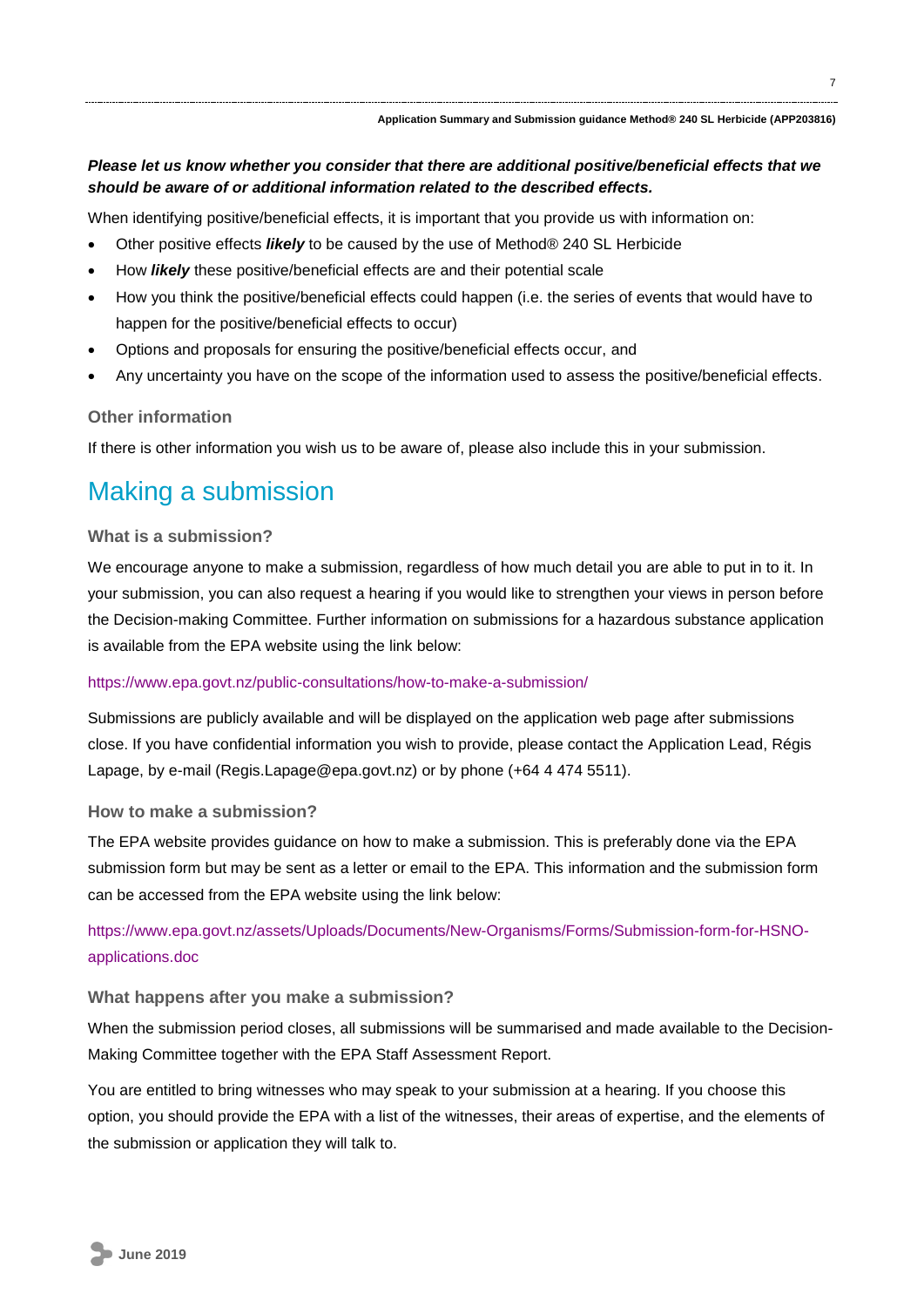***Please let us know whether you consider that there are additional positive/beneficial effects that we should be aware of or additional information related to the described effects.***

When identifying positive/beneficial effects, it is important that you provide us with information on:

- Other positive effects ***likely*** to be caused by the use of Method® 240 SL Herbicide
- How ***likely*** these positive/beneficial effects are and their potential scale
- How you think the positive/beneficial effects could happen (i.e. the series of events that would have to happen for the positive/beneficial effects to occur)
- Options and proposals for ensuring the positive/beneficial effects occur, and
- Any uncertainty you have on the scope of the information used to assess the positive/beneficial effects.

### Other information

If there is other information you wish us to be aware of, please also include this in your submission.

## Making a submission

### What is a submission?

We encourage anyone to make a submission, regardless of how much detail you are able to put in to it. In your submission, you can also request a hearing if you would like to strengthen your views in person before the Decision-making Committee. Further information on submissions for a hazardous substance application is available from the EPA website using the link below:

https://www.epa.govt.nz/public-consultations/how-to-make-a-submission/

Submissions are publicly available and will be displayed on the application web page after submissions close. If you have confidential information you wish to provide, please contact the Application Lead, Régis Lapage, by e-mail (Regis.Lapage@epa.govt.nz) or by phone (+64 4 474 5511).

### How to make a submission?

The EPA website provides guidance on how to make a submission. This is preferably done via the EPA submission form but may be sent as a letter or email to the EPA. This information and the submission form can be accessed from the EPA website using the link below:

https://www.epa.govt.nz/assets/Uploads/Documents/New-Organisms/Forms/Submission-form-for-HSNO-applications.doc

### What happens after you make a submission?

When the submission period closes, all submissions will be summarised and made available to the Decision-Making Committee together with the EPA Staff Assessment Report.

You are entitled to bring witnesses who may speak to your submission at a hearing. If you choose this option, you should provide the EPA with a list of the witnesses, their areas of expertise, and the elements of the submission or application they will talk to.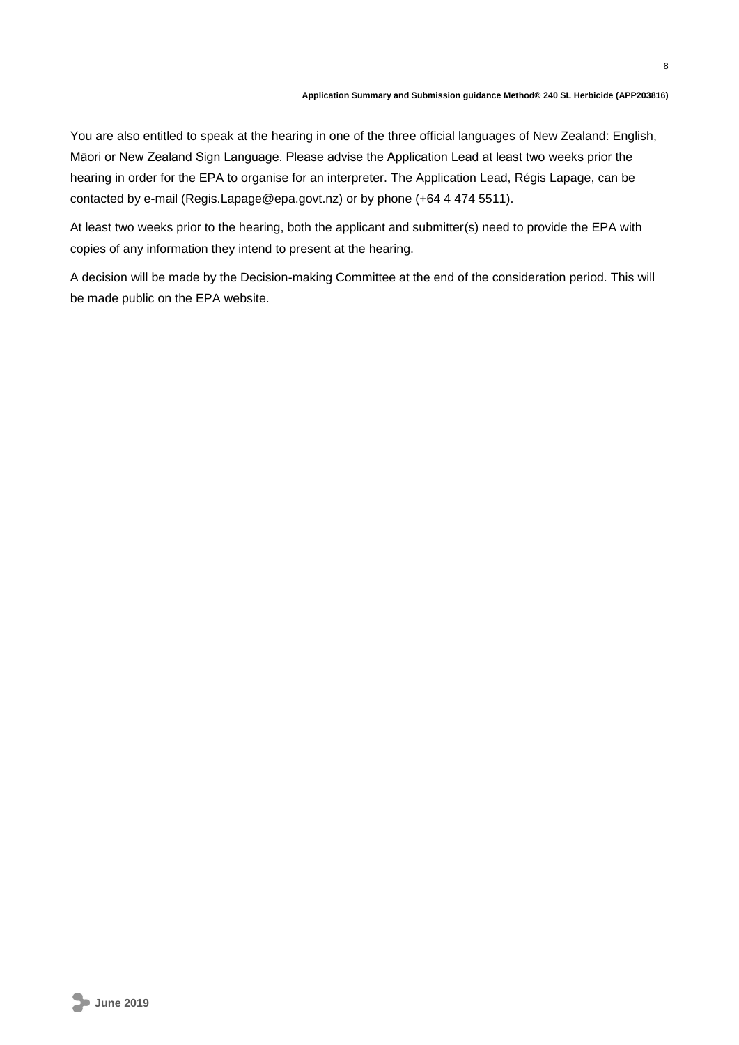You are also entitled to speak at the hearing in one of the three official languages of New Zealand: English, Māori or New Zealand Sign Language. Please advise the Application Lead at least two weeks prior the hearing in order for the EPA to organise for an interpreter. The Application Lead, Régis Lapage, can be contacted by e-mail (Regis.Lapage@epa.govt.nz) or by phone (+64 4 474 5511).

At least two weeks prior to the hearing, both the applicant and submitter(s) need to provide the EPA with copies of any information they intend to present at the hearing.

A decision will be made by the Decision-making Committee at the end of the consideration period. This will be made public on the EPA website.